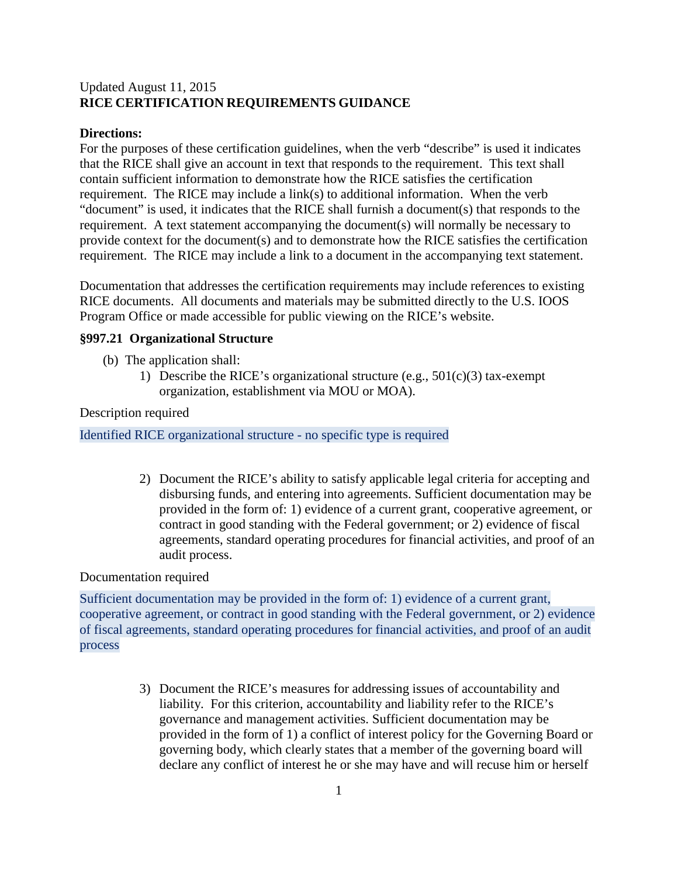Updated August 11, 2015

**RICE CERTIFICATION REQUIREMENTS GUIDANCE**

**Directions:**

For the purposes of these certification guidelines, when the verb "describe" is used it indicates that the RICE shall give an account in text that responds to the requirement. This text shall contain sufficient information to demonstrate how the RICE satisfies the certification requirement. The RICE may include a link(s) to additional information. When the verb "document" is used, it indicates that the RICE shall furnish a document(s) that responds to the requirement. A text statement accompanying the document(s) will normally be necessary to provide context for the document(s) and to demonstrate how the RICE satisfies the certification requirement. The RICE may include a link to a document in the accompanying text statement.

Documentation that addresses the certification requirements may include references to existing RICE documents. All documents and materials may be submitted directly to the U.S. IOOS Program Office or made accessible for public viewing on the RICE's website.

## §997.21 Organizational Structure

(b) The application shall:

1) Describe the RICE's organizational structure (e.g., 501(c)(3) tax-exempt organization, establishment via MOU or MOA).

Description required

Identified RICE organizational structure - no specific type is required

2) Document the RICE's ability to satisfy applicable legal criteria for accepting and disbursing funds, and entering into agreements. Sufficient documentation may be provided in the form of: 1) evidence of a current grant, cooperative agreement, or contract in good standing with the Federal government; or 2) evidence of fiscal agreements, standard operating procedures for financial activities, and proof of an audit process.

Documentation required

Sufficient documentation may be provided in the form of: 1) evidence of a current grant, cooperative agreement, or contract in good standing with the Federal government, or 2) evidence of fiscal agreements, standard operating procedures for financial activities, and proof of an audit process

3) Document the RICE's measures for addressing issues of accountability and liability. For this criterion, accountability and liability refer to the RICE's governance and management activities. Sufficient documentation may be provided in the form of 1) a conflict of interest policy for the Governing Board or governing body, which clearly states that a member of the governing board will declare any conflict of interest he or she may have and will recuse him or herself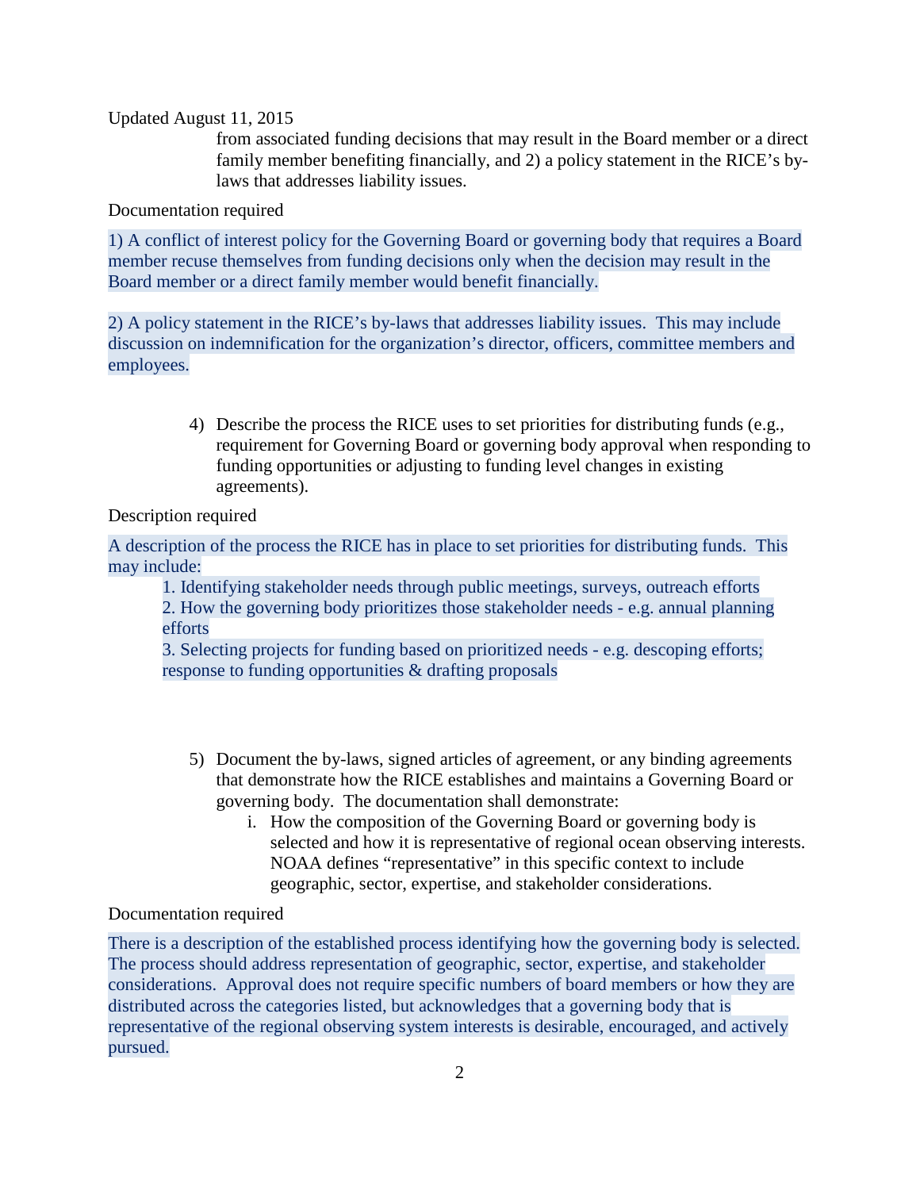Updated August 11, 2015

from associated funding decisions that may result in the Board member or a direct family member benefiting financially, and 2) a policy statement in the RICE's by-laws that addresses liability issues.

Documentation required

1) A conflict of interest policy for the Governing Board or governing body that requires a Board member recuse themselves from funding decisions only when the decision may result in the Board member or a direct family member would benefit financially.

2) A policy statement in the RICE's by-laws that addresses liability issues. This may include discussion on indemnification for the organization's director, officers, committee members and employees.

4) Describe the process the RICE uses to set priorities for distributing funds (e.g., requirement for Governing Board or governing body approval when responding to funding opportunities or adjusting to funding level changes in existing agreements).

Description required

A description of the process the RICE has in place to set priorities for distributing funds. This may include:

1. Identifying stakeholder needs through public meetings, surveys, outreach efforts
2. How the governing body prioritizes those stakeholder needs - e.g. annual planning efforts
3. Selecting projects for funding based on prioritized needs - e.g. descoping efforts; response to funding opportunities & drafting proposals

5) Document the by-laws, signed articles of agreement, or any binding agreements that demonstrate how the RICE establishes and maintains a Governing Board or governing body. The documentation shall demonstrate:

   i. How the composition of the Governing Board or governing body is selected and how it is representative of regional ocean observing interests. NOAA defines "representative" in this specific context to include geographic, sector, expertise, and stakeholder considerations.

Documentation required

There is a description of the established process identifying how the governing body is selected. The process should address representation of geographic, sector, expertise, and stakeholder considerations. Approval does not require specific numbers of board members or how they are distributed across the categories listed, but acknowledges that a governing body that is representative of the regional observing system interests is desirable, encouraged, and actively pursued.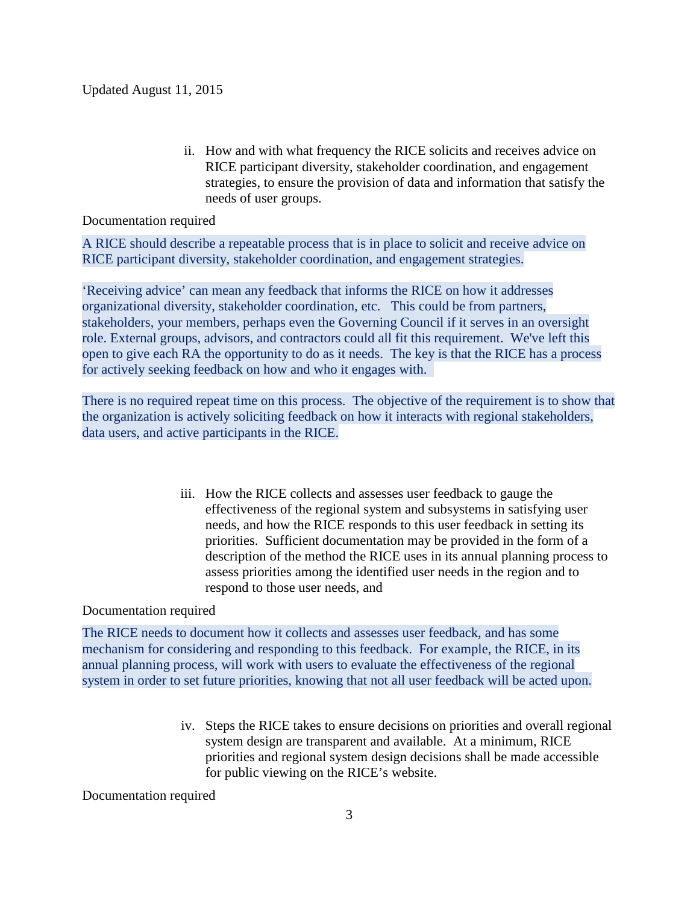Updated August 11, 2015

ii. How and with what frequency the RICE solicits and receives advice on RICE participant diversity, stakeholder coordination, and engagement strategies, to ensure the provision of data and information that satisfy the needs of user groups.

Documentation required

A RICE should describe a repeatable process that is in place to solicit and receive advice on RICE participant diversity, stakeholder coordination, and engagement strategies.

'Receiving advice' can mean any feedback that informs the RICE on how it addresses organizational diversity, stakeholder coordination, etc. This could be from partners, stakeholders, your members, perhaps even the Governing Council if it serves in an oversight role. External groups, advisors, and contractors could all fit this requirement. We've left this open to give each RA the opportunity to do as it needs. The key is that the RICE has a process for actively seeking feedback on how and who it engages with.

There is no required repeat time on this process. The objective of the requirement is to show that the organization is actively soliciting feedback on how it interacts with regional stakeholders, data users, and active participants in the RICE.

iii. How the RICE collects and assesses user feedback to gauge the effectiveness of the regional system and subsystems in satisfying user needs, and how the RICE responds to this user feedback in setting its priorities. Sufficient documentation may be provided in the form of a description of the method the RICE uses in its annual planning process to assess priorities among the identified user needs in the region and to respond to those user needs, and

Documentation required

The RICE needs to document how it collects and assesses user feedback, and has some mechanism for considering and responding to this feedback. For example, the RICE, in its annual planning process, will work with users to evaluate the effectiveness of the regional system in order to set future priorities, knowing that not all user feedback will be acted upon.

iv. Steps the RICE takes to ensure decisions on priorities and overall regional system design are transparent and available. At a minimum, RICE priorities and regional system design decisions shall be made accessible for public viewing on the RICE's website.

Documentation required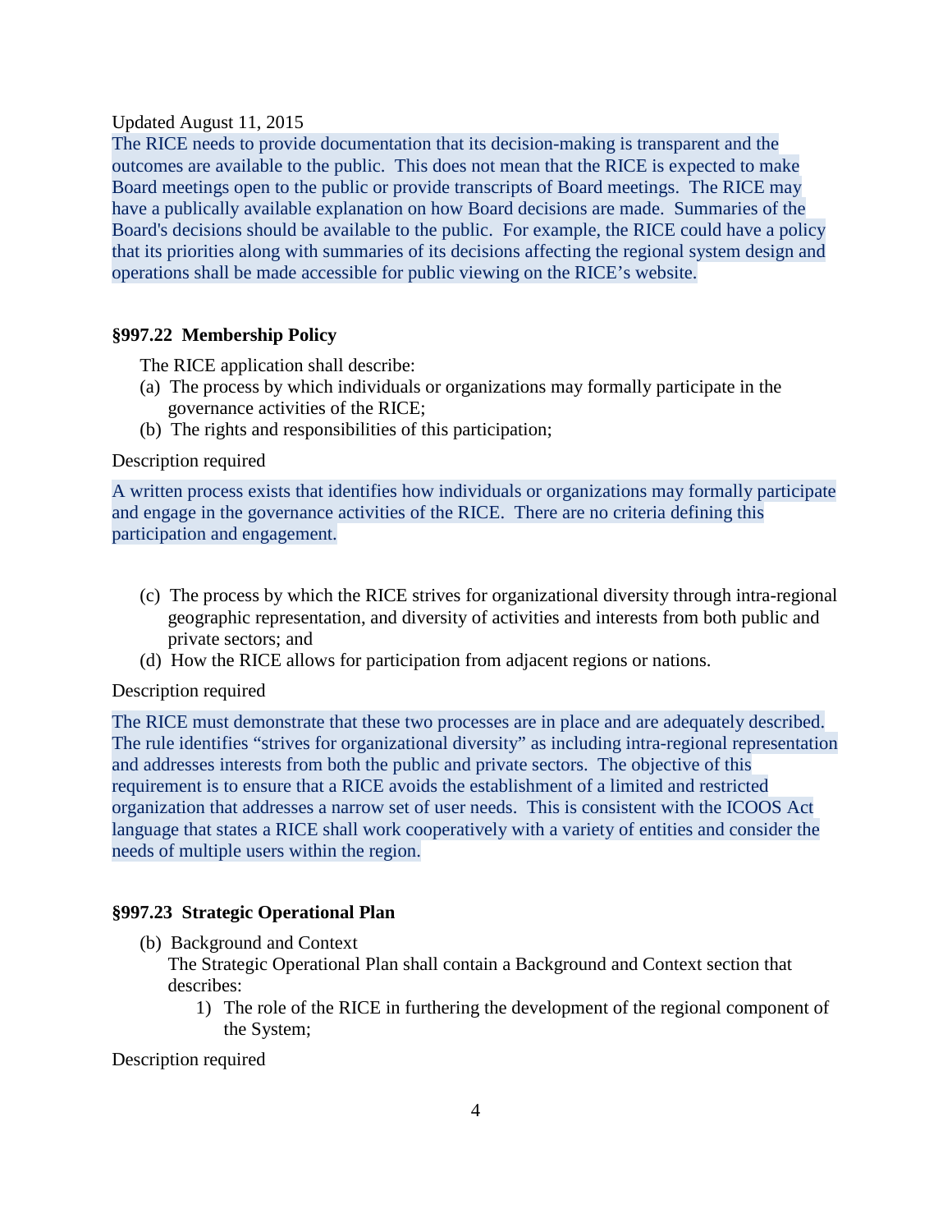Updated August 11, 2015

The RICE needs to provide documentation that its decision-making is transparent and the outcomes are available to the public. This does not mean that the RICE is expected to make Board meetings open to the public or provide transcripts of Board meetings. The RICE may have a publically available explanation on how Board decisions are made. Summaries of the Board's decisions should be available to the public. For example, the RICE could have a policy that its priorities along with summaries of its decisions affecting the regional system design and operations shall be made accessible for public viewing on the RICE's website.

### §997.22 Membership Policy

The RICE application shall describe:

(a) The process by which individuals or organizations may formally participate in the governance activities of the RICE;
(b) The rights and responsibilities of this participation;

Description required

A written process exists that identifies how individuals or organizations may formally participate and engage in the governance activities of the RICE. There are no criteria defining this participation and engagement.

(c) The process by which the RICE strives for organizational diversity through intra-regional geographic representation, and diversity of activities and interests from both public and private sectors; and
(d) How the RICE allows for participation from adjacent regions or nations.

Description required

The RICE must demonstrate that these two processes are in place and are adequately described. The rule identifies "strives for organizational diversity" as including intra-regional representation and addresses interests from both the public and private sectors. The objective of this requirement is to ensure that a RICE avoids the establishment of a limited and restricted organization that addresses a narrow set of user needs. This is consistent with the ICOOS Act language that states a RICE shall work cooperatively with a variety of entities and consider the needs of multiple users within the region.

### §997.23 Strategic Operational Plan

(b) Background and Context
The Strategic Operational Plan shall contain a Background and Context section that describes:
   1) The role of the RICE in furthering the development of the regional component of the System;

Description required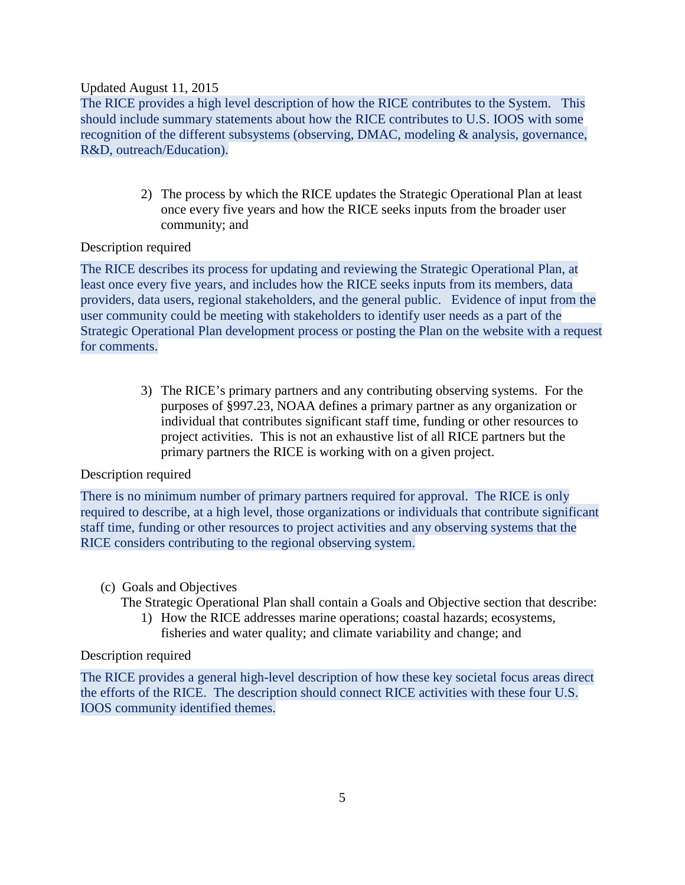Updated August 11, 2015

The RICE provides a high level description of how the RICE contributes to the System. This should include summary statements about how the RICE contributes to U.S. IOOS with some recognition of the different subsystems (observing, DMAC, modeling & analysis, governance, R&D, outreach/Education).

2) The process by which the RICE updates the Strategic Operational Plan at least once every five years and how the RICE seeks inputs from the broader user community; and

Description required

The RICE describes its process for updating and reviewing the Strategic Operational Plan, at least once every five years, and includes how the RICE seeks inputs from its members, data providers, data users, regional stakeholders, and the general public. Evidence of input from the user community could be meeting with stakeholders to identify user needs as a part of the Strategic Operational Plan development process or posting the Plan on the website with a request for comments.

3) The RICE's primary partners and any contributing observing systems. For the purposes of §997.23, NOAA defines a primary partner as any organization or individual that contributes significant staff time, funding or other resources to project activities. This is not an exhaustive list of all RICE partners but the primary partners the RICE is working with on a given project.

Description required

There is no minimum number of primary partners required for approval. The RICE is only required to describe, at a high level, those organizations or individuals that contribute significant staff time, funding or other resources to project activities and any observing systems that the RICE considers contributing to the regional observing system.

(c) Goals and Objectives

The Strategic Operational Plan shall contain a Goals and Objective section that describe:

1) How the RICE addresses marine operations; coastal hazards; ecosystems, fisheries and water quality; and climate variability and change; and

Description required

The RICE provides a general high-level description of how these key societal focus areas direct the efforts of the RICE. The description should connect RICE activities with these four U.S. IOOS community identified themes.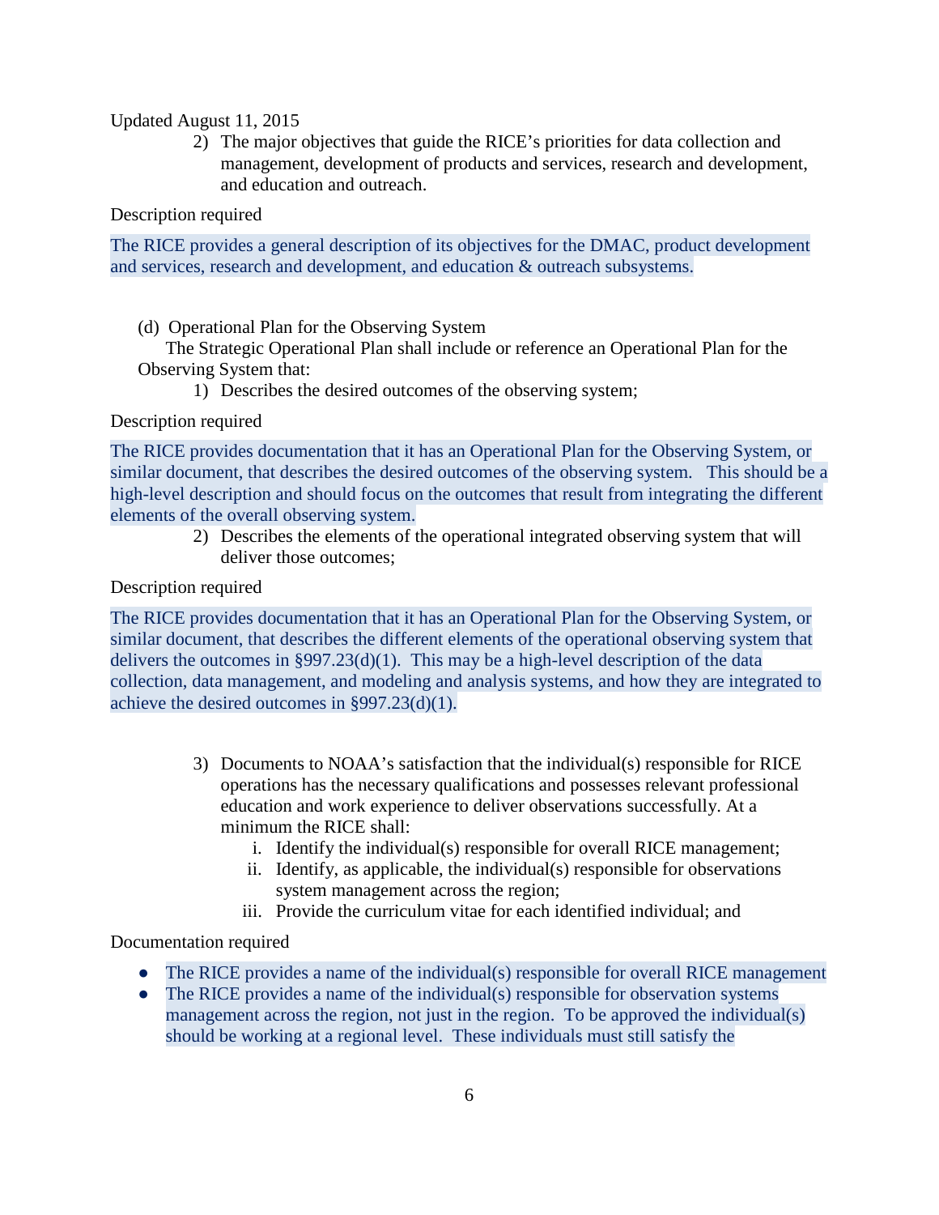Updated August 11, 2015

2) The major objectives that guide the RICE's priorities for data collection and management, development of products and services, research and development, and education and outreach.

Description required

The RICE provides a general description of its objectives for the DMAC, product development and services, research and development, and education & outreach subsystems.

(d) Operational Plan for the Observing System

The Strategic Operational Plan shall include or reference an Operational Plan for the Observing System that:

1) Describes the desired outcomes of the observing system;

Description required

The RICE provides documentation that it has an Operational Plan for the Observing System, or similar document, that describes the desired outcomes of the observing system. This should be a high-level description and should focus on the outcomes that result from integrating the different elements of the overall observing system.

2) Describes the elements of the operational integrated observing system that will deliver those outcomes;

Description required

The RICE provides documentation that it has an Operational Plan for the Observing System, or similar document, that describes the different elements of the operational observing system that delivers the outcomes in §997.23(d)(1). This may be a high-level description of the data collection, data management, and modeling and analysis systems, and how they are integrated to achieve the desired outcomes in §997.23(d)(1).

3) Documents to NOAA's satisfaction that the individual(s) responsible for RICE operations has the necessary qualifications and possesses relevant professional education and work experience to deliver observations successfully. At a minimum the RICE shall:

   i. Identify the individual(s) responsible for overall RICE management;
   ii. Identify, as applicable, the individual(s) responsible for observations system management across the region;
   iii. Provide the curriculum vitae for each identified individual; and

Documentation required

- The RICE provides a name of the individual(s) responsible for overall RICE management
- The RICE provides a name of the individual(s) responsible for observation systems management across the region, not just in the region. To be approved the individual(s) should be working at a regional level. These individuals must still satisfy the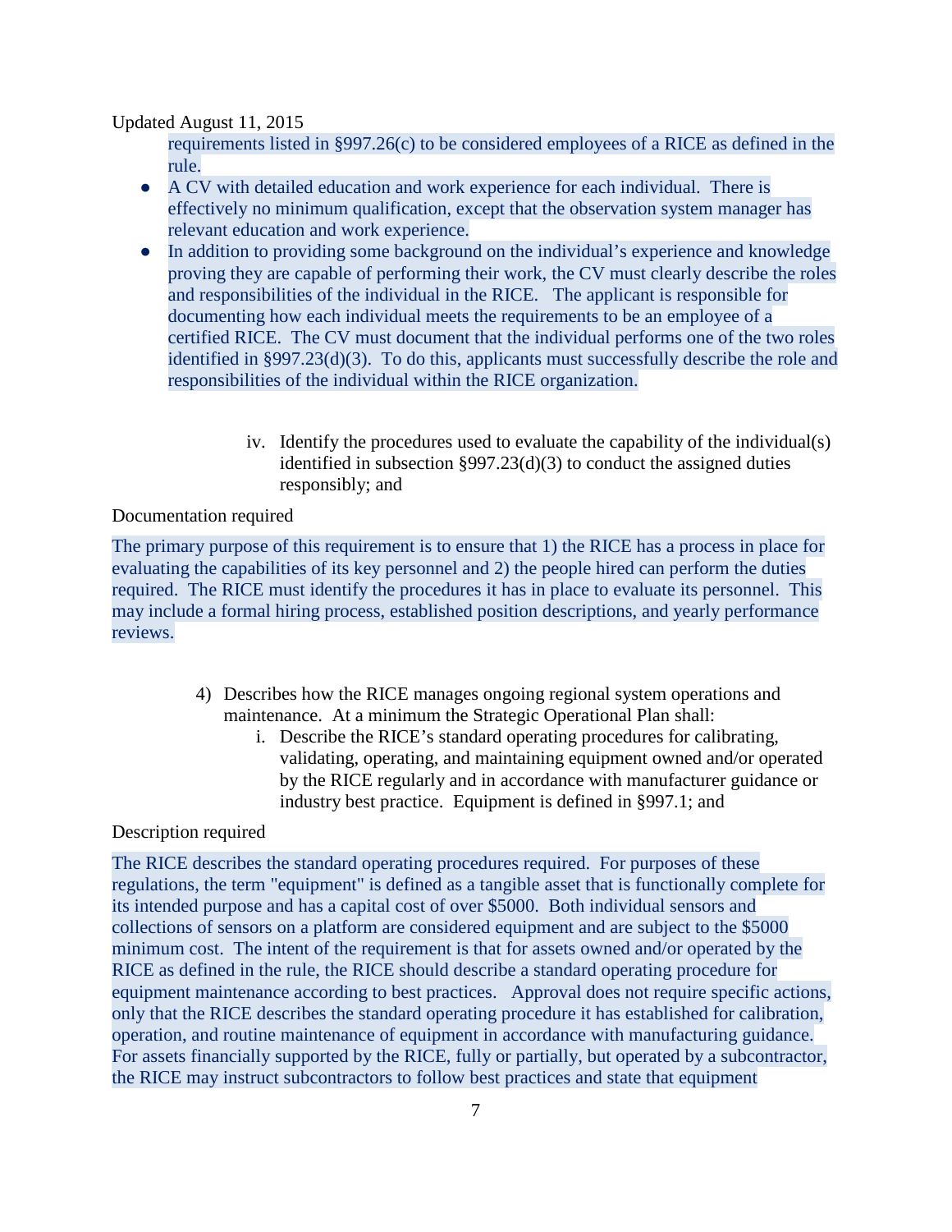requirements listed in §997.26(c) to be considered employees of a RICE as defined in the rule.

- A CV with detailed education and work experience for each individual. There is effectively no minimum qualification, except that the observation system manager has relevant education and work experience.
- In addition to providing some background on the individual's experience and knowledge proving they are capable of performing their work, the CV must clearly describe the roles and responsibilities of the individual in the RICE. The applicant is responsible for documenting how each individual meets the requirements to be an employee of a certified RICE. The CV must document that the individual performs one of the two roles identified in §997.23(d)(3). To do this, applicants must successfully describe the role and responsibilities of the individual within the RICE organization.

iv. Identify the procedures used to evaluate the capability of the individual(s) identified in subsection §997.23(d)(3) to conduct the assigned duties responsibly; and

Documentation required

The primary purpose of this requirement is to ensure that 1) the RICE has a process in place for evaluating the capabilities of its key personnel and 2) the people hired can perform the duties required. The RICE must identify the procedures it has in place to evaluate its personnel. This may include a formal hiring process, established position descriptions, and yearly performance reviews.

4) Describes how the RICE manages ongoing regional system operations and maintenance. At a minimum the Strategic Operational Plan shall:

i. Describe the RICE's standard operating procedures for calibrating, validating, operating, and maintaining equipment owned and/or operated by the RICE regularly and in accordance with manufacturer guidance or industry best practice. Equipment is defined in §997.1; and

Description required

The RICE describes the standard operating procedures required. For purposes of these regulations, the term "equipment" is defined as a tangible asset that is functionally complete for its intended purpose and has a capital cost of over $5000. Both individual sensors and collections of sensors on a platform are considered equipment and are subject to the $5000 minimum cost. The intent of the requirement is that for assets owned and/or operated by the RICE as defined in the rule, the RICE should describe a standard operating procedure for equipment maintenance according to best practices. Approval does not require specific actions, only that the RICE describes the standard operating procedure it has established for calibration, operation, and routine maintenance of equipment in accordance with manufacturing guidance. For assets financially supported by the RICE, fully or partially, but operated by a subcontractor, the RICE may instruct subcontractors to follow best practices and state that equipment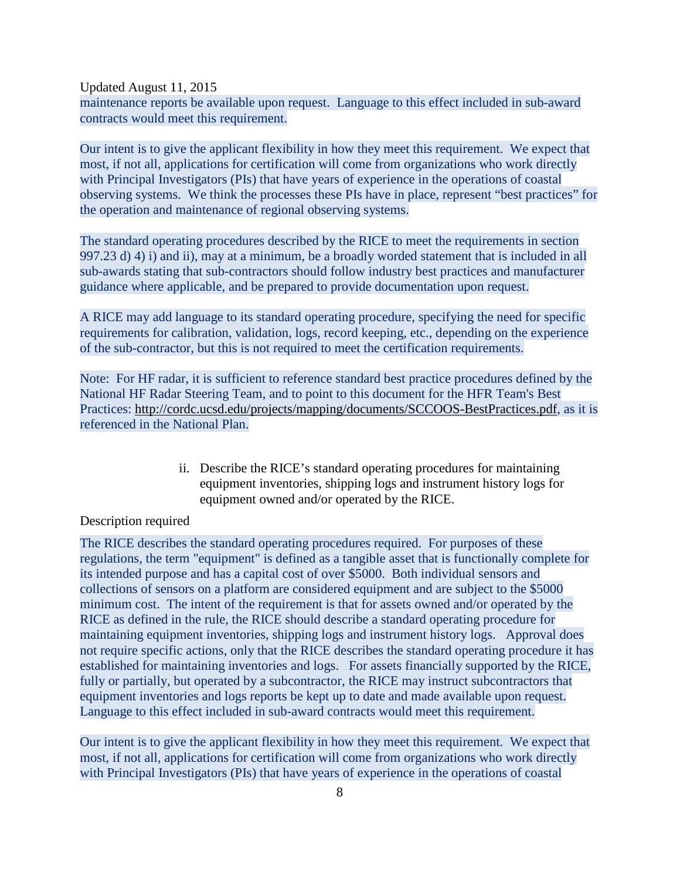maintenance reports be available upon request. Language to this effect included in sub-award contracts would meet this requirement.

Our intent is to give the applicant flexibility in how they meet this requirement. We expect that most, if not all, applications for certification will come from organizations who work directly with Principal Investigators (PIs) that have years of experience in the operations of coastal observing systems. We think the processes these PIs have in place, represent "best practices" for the operation and maintenance of regional observing systems.

The standard operating procedures described by the RICE to meet the requirements in section 997.23 d) 4) i) and ii), may at a minimum, be a broadly worded statement that is included in all sub-awards stating that sub-contractors should follow industry best practices and manufacturer guidance where applicable, and be prepared to provide documentation upon request.

A RICE may add language to its standard operating procedure, specifying the need for specific requirements for calibration, validation, logs, record keeping, etc., depending on the experience of the sub-contractor, but this is not required to meet the certification requirements.

Note: For HF radar, it is sufficient to reference standard best practice procedures defined by the National HF Radar Steering Team, and to point to this document for the HFR Team's Best Practices: http://cordc.ucsd.edu/projects/mapping/documents/SCCOOS-BestPractices.pdf, as it is referenced in the National Plan.

ii. Describe the RICE's standard operating procedures for maintaining equipment inventories, shipping logs and instrument history logs for equipment owned and/or operated by the RICE.

Description required

The RICE describes the standard operating procedures required. For purposes of these regulations, the term "equipment" is defined as a tangible asset that is functionally complete for its intended purpose and has a capital cost of over $5000. Both individual sensors and collections of sensors on a platform are considered equipment and are subject to the $5000 minimum cost. The intent of the requirement is that for assets owned and/or operated by the RICE as defined in the rule, the RICE should describe a standard operating procedure for maintaining equipment inventories, shipping logs and instrument history logs. Approval does not require specific actions, only that the RICE describes the standard operating procedure it has established for maintaining inventories and logs. For assets financially supported by the RICE, fully or partially, but operated by a subcontractor, the RICE may instruct subcontractors that equipment inventories and logs reports be kept up to date and made available upon request. Language to this effect included in sub-award contracts would meet this requirement.

Our intent is to give the applicant flexibility in how they meet this requirement. We expect that most, if not all, applications for certification will come from organizations who work directly with Principal Investigators (PIs) that have years of experience in the operations of coastal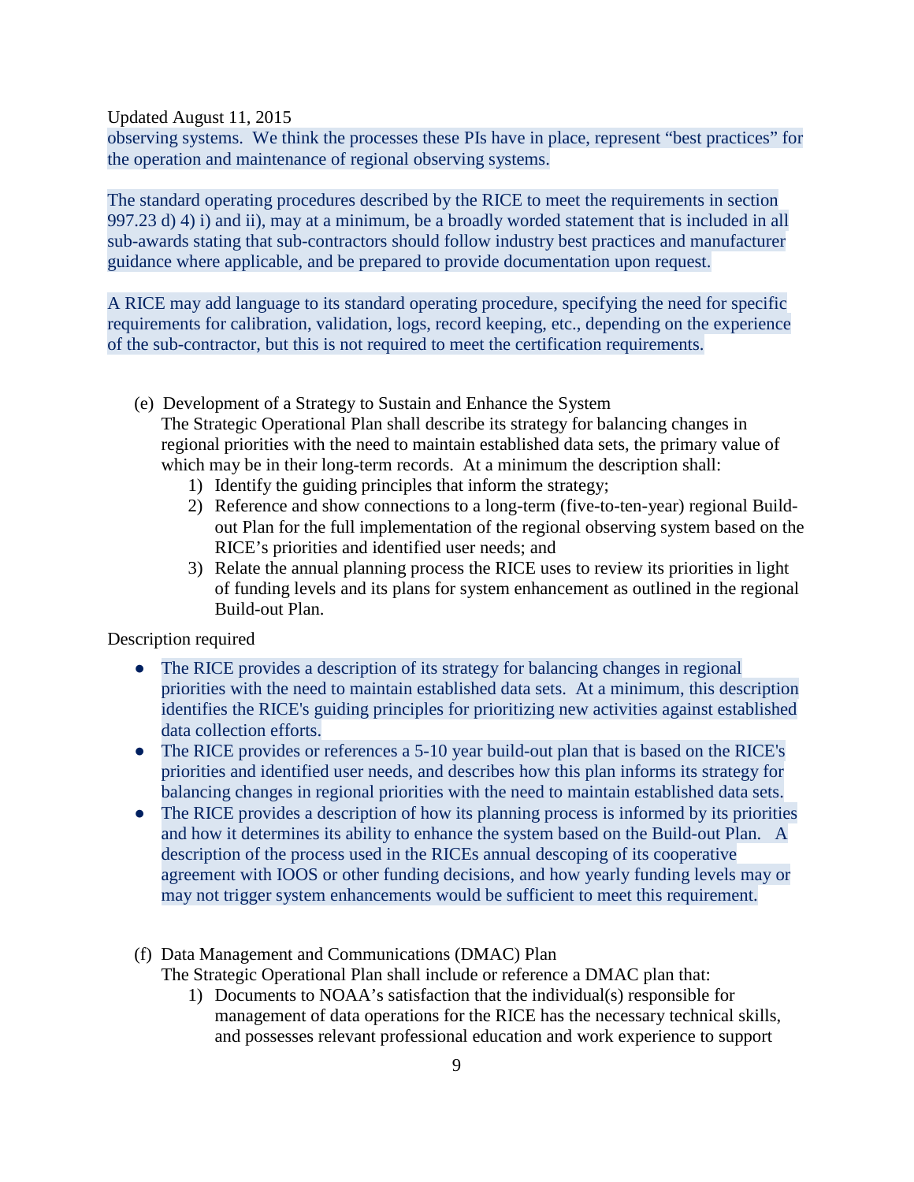observing systems. We think the processes these PIs have in place, represent "best practices" for the operation and maintenance of regional observing systems.

The standard operating procedures described by the RICE to meet the requirements in section 997.23 d) 4) i) and ii), may at a minimum, be a broadly worded statement that is included in all sub-awards stating that sub-contractors should follow industry best practices and manufacturer guidance where applicable, and be prepared to provide documentation upon request.

A RICE may add language to its standard operating procedure, specifying the need for specific requirements for calibration, validation, logs, record keeping, etc., depending on the experience of the sub-contractor, but this is not required to meet the certification requirements.

(e) Development of a Strategy to Sustain and Enhance the System

The Strategic Operational Plan shall describe its strategy for balancing changes in regional priorities with the need to maintain established data sets, the primary value of which may be in their long-term records. At a minimum the description shall:

1) Identify the guiding principles that inform the strategy;
2) Reference and show connections to a long-term (five-to-ten-year) regional Build-out Plan for the full implementation of the regional observing system based on the RICE's priorities and identified user needs; and
3) Relate the annual planning process the RICE uses to review its priorities in light of funding levels and its plans for system enhancement as outlined in the regional Build-out Plan.

Description required

- The RICE provides a description of its strategy for balancing changes in regional priorities with the need to maintain established data sets. At a minimum, this description identifies the RICE's guiding principles for prioritizing new activities against established data collection efforts.
- The RICE provides or references a 5-10 year build-out plan that is based on the RICE's priorities and identified user needs, and describes how this plan informs its strategy for balancing changes in regional priorities with the need to maintain established data sets.
- The RICE provides a description of how its planning process is informed by its priorities and how it determines its ability to enhance the system based on the Build-out Plan. A description of the process used in the RICEs annual descoping of its cooperative agreement with IOOS or other funding decisions, and how yearly funding levels may or may not trigger system enhancements would be sufficient to meet this requirement.

(f) Data Management and Communications (DMAC) Plan

The Strategic Operational Plan shall include or reference a DMAC plan that:

1) Documents to NOAA's satisfaction that the individual(s) responsible for management of data operations for the RICE has the necessary technical skills, and possesses relevant professional education and work experience to support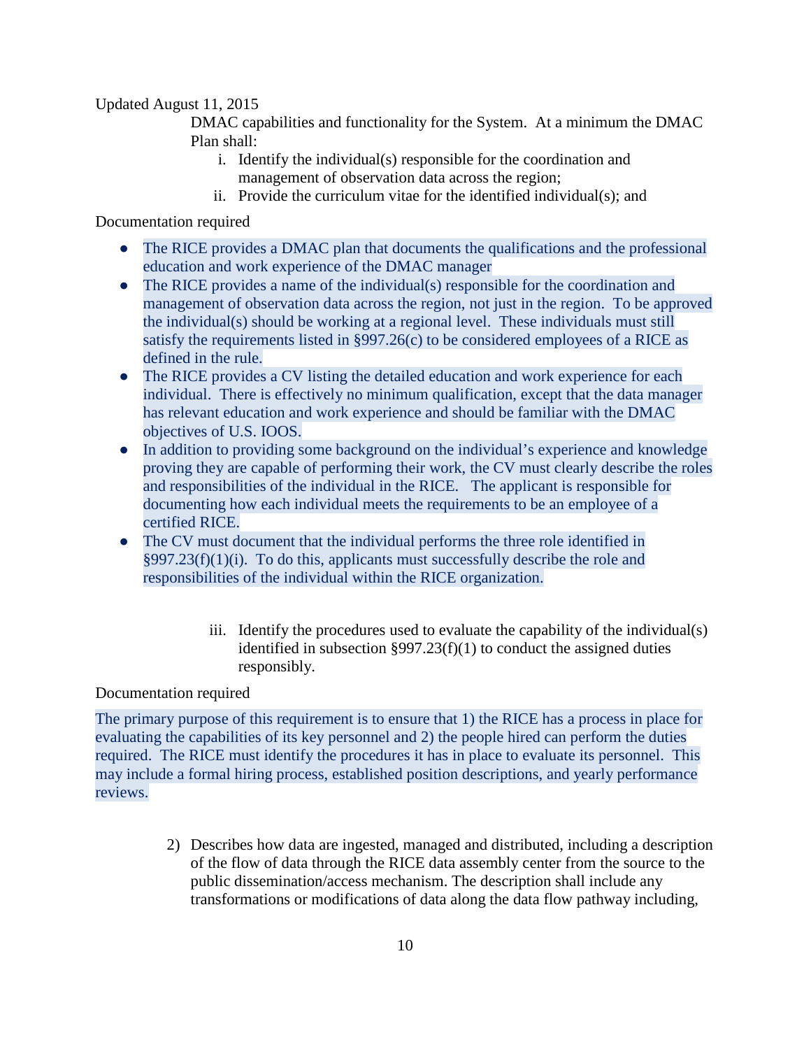DMAC capabilities and functionality for the System. At a minimum the DMAC Plan shall:

i. Identify the individual(s) responsible for the coordination and management of observation data across the region;
ii. Provide the curriculum vitae for the identified individual(s); and

Documentation required

- The RICE provides a DMAC plan that documents the qualifications and the professional education and work experience of the DMAC manager
- The RICE provides a name of the individual(s) responsible for the coordination and management of observation data across the region, not just in the region. To be approved the individual(s) should be working at a regional level. These individuals must still satisfy the requirements listed in §997.26(c) to be considered employees of a RICE as defined in the rule.
- The RICE provides a CV listing the detailed education and work experience for each individual. There is effectively no minimum qualification, except that the data manager has relevant education and work experience and should be familiar with the DMAC objectives of U.S. IOOS.
- In addition to providing some background on the individual's experience and knowledge proving they are capable of performing their work, the CV must clearly describe the roles and responsibilities of the individual in the RICE. The applicant is responsible for documenting how each individual meets the requirements to be an employee of a certified RICE.
- The CV must document that the individual performs the three role identified in §997.23(f)(1)(i). To do this, applicants must successfully describe the role and responsibilities of the individual within the RICE organization.

iii. Identify the procedures used to evaluate the capability of the individual(s) identified in subsection §997.23(f)(1) to conduct the assigned duties responsibly.

Documentation required

The primary purpose of this requirement is to ensure that 1) the RICE has a process in place for evaluating the capabilities of its key personnel and 2) the people hired can perform the duties required. The RICE must identify the procedures it has in place to evaluate its personnel. This may include a formal hiring process, established position descriptions, and yearly performance reviews.

2) Describes how data are ingested, managed and distributed, including a description of the flow of data through the RICE data assembly center from the source to the public dissemination/access mechanism. The description shall include any transformations or modifications of data along the data flow pathway including,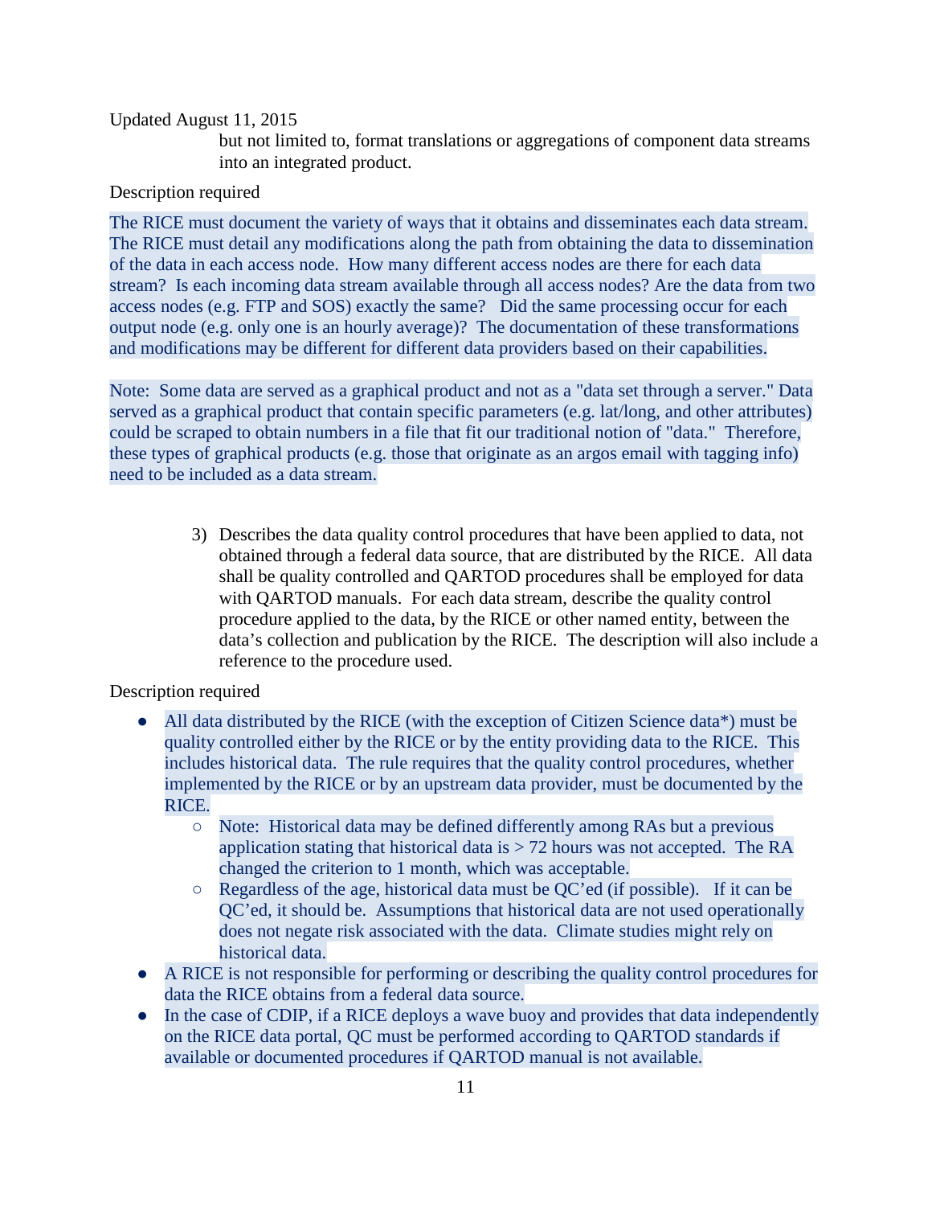but not limited to, format translations or aggregations of component data streams into an integrated product.

Description required

The RICE must document the variety of ways that it obtains and disseminates each data stream. The RICE must detail any modifications along the path from obtaining the data to dissemination of the data in each access node. How many different access nodes are there for each data stream? Is each incoming data stream available through all access nodes? Are the data from two access nodes (e.g. FTP and SOS) exactly the same? Did the same processing occur for each output node (e.g. only one is an hourly average)? The documentation of these transformations and modifications may be different for different data providers based on their capabilities.

Note: Some data are served as a graphical product and not as a "data set through a server." Data served as a graphical product that contain specific parameters (e.g. lat/long, and other attributes) could be scraped to obtain numbers in a file that fit our traditional notion of "data." Therefore, these types of graphical products (e.g. those that originate as an argos email with tagging info) need to be included as a data stream.

3) Describes the data quality control procedures that have been applied to data, not obtained through a federal data source, that are distributed by the RICE. All data shall be quality controlled and QARTOD procedures shall be employed for data with QARTOD manuals. For each data stream, describe the quality control procedure applied to the data, by the RICE or other named entity, between the data's collection and publication by the RICE. The description will also include a reference to the procedure used.

Description required

- All data distributed by the RICE (with the exception of Citizen Science data*) must be quality controlled either by the RICE or by the entity providing data to the RICE. This includes historical data. The rule requires that the quality control procedures, whether implemented by the RICE or by an upstream data provider, must be documented by the RICE.
  - Note: Historical data may be defined differently among RAs but a previous application stating that historical data is > 72 hours was not accepted. The RA changed the criterion to 1 month, which was acceptable.
  - Regardless of the age, historical data must be QC'ed (if possible). If it can be QC'ed, it should be. Assumptions that historical data are not used operationally does not negate risk associated with the data. Climate studies might rely on historical data.
- A RICE is not responsible for performing or describing the quality control procedures for data the RICE obtains from a federal data source.
- In the case of CDIP, if a RICE deploys a wave buoy and provides that data independently on the RICE data portal, QC must be performed according to QARTOD standards if available or documented procedures if QARTOD manual is not available.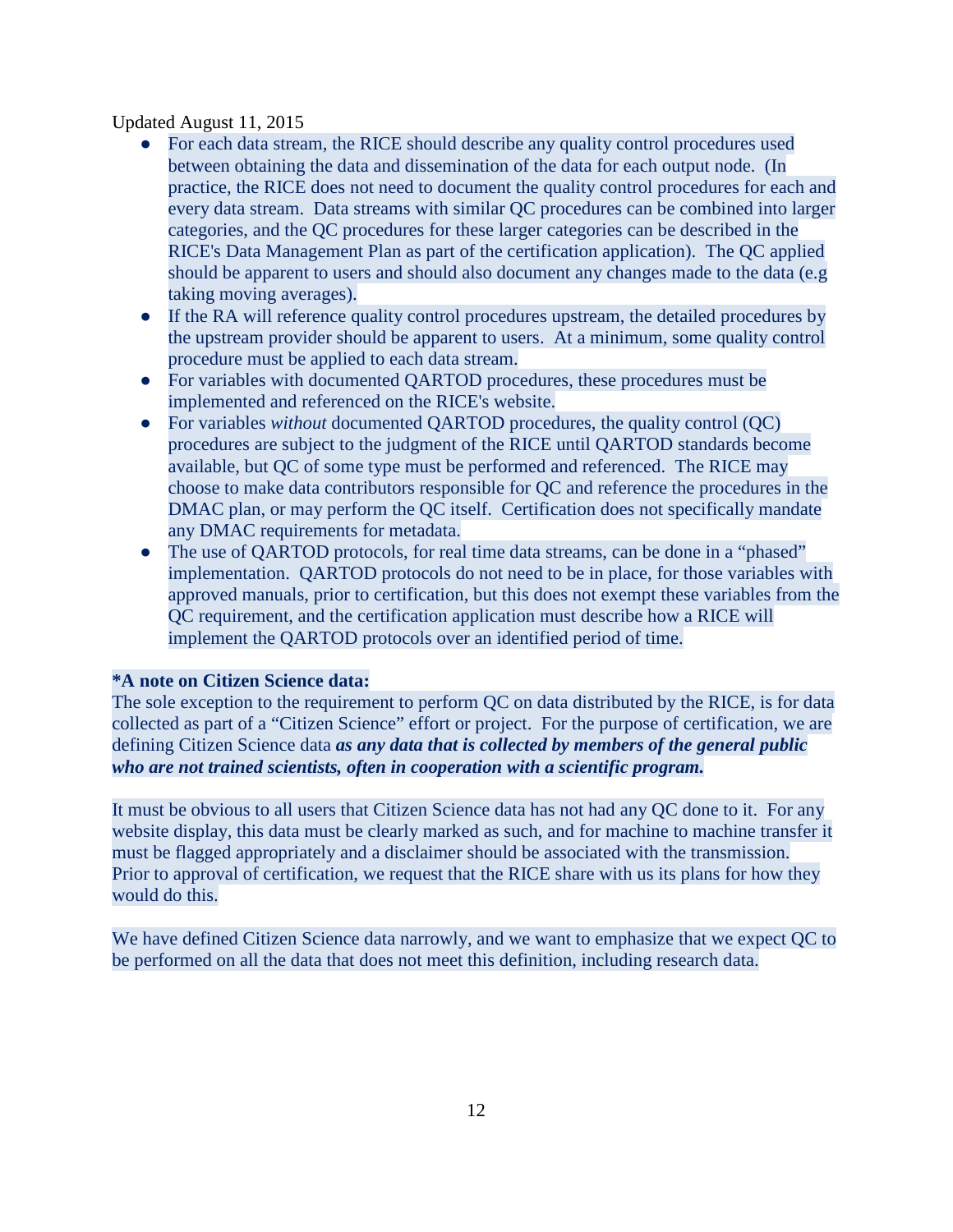Updated August 11, 2015

- For each data stream, the RICE should describe any quality control procedures used between obtaining the data and dissemination of the data for each output node. (In practice, the RICE does not need to document the quality control procedures for each and every data stream. Data streams with similar QC procedures can be combined into larger categories, and the QC procedures for these larger categories can be described in the RICE's Data Management Plan as part of the certification application). The QC applied should be apparent to users and should also document any changes made to the data (e.g taking moving averages).
- If the RA will reference quality control procedures upstream, the detailed procedures by the upstream provider should be apparent to users. At a minimum, some quality control procedure must be applied to each data stream.
- For variables with documented QARTOD procedures, these procedures must be implemented and referenced on the RICE's website.
- For variables *without* documented QARTOD procedures, the quality control (QC) procedures are subject to the judgment of the RICE until QARTOD standards become available, but QC of some type must be performed and referenced. The RICE may choose to make data contributors responsible for QC and reference the procedures in the DMAC plan, or may perform the QC itself. Certification does not specifically mandate any DMAC requirements for metadata.
- The use of QARTOD protocols, for real time data streams, can be done in a "phased" implementation. QARTOD protocols do not need to be in place, for those variables with approved manuals, prior to certification, but this does not exempt these variables from the QC requirement, and the certification application must describe how a RICE will implement the QARTOD protocols over an identified period of time.

**\*A note on Citizen Science data:**

The sole exception to the requirement to perform QC on data distributed by the RICE, is for data collected as part of a "Citizen Science" effort or project. For the purpose of certification, we are defining Citizen Science data ***as any data that is collected by members of the general public who are not trained scientists, often in cooperation with a scientific program.***

It must be obvious to all users that Citizen Science data has not had any QC done to it. For any website display, this data must be clearly marked as such, and for machine to machine transfer it must be flagged appropriately and a disclaimer should be associated with the transmission. Prior to approval of certification, we request that the RICE share with us its plans for how they would do this.

We have defined Citizen Science data narrowly, and we want to emphasize that we expect QC to be performed on all the data that does not meet this definition, including research data.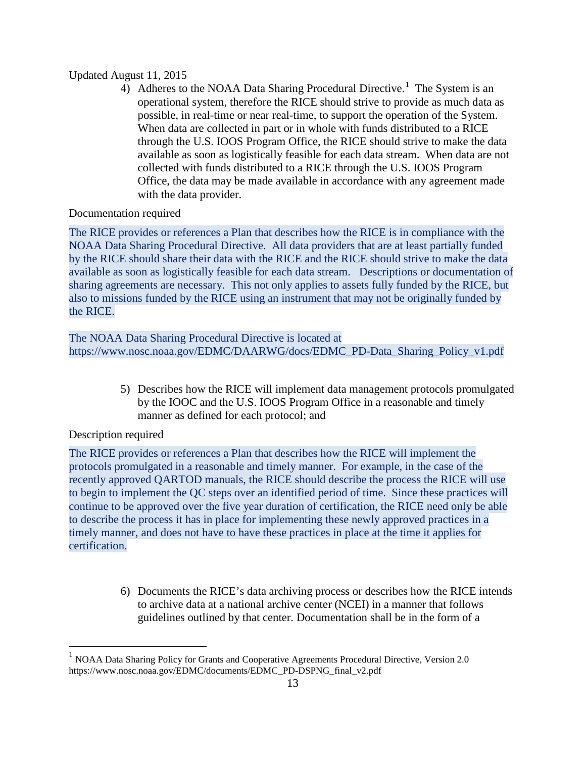Updated August 11, 2015

4) Adheres to the NOAA Data Sharing Procedural Directive.[1] The System is an operational system, therefore the RICE should strive to provide as much data as possible, in real-time or near real-time, to support the operation of the System. When data are collected in part or in whole with funds distributed to a RICE through the U.S. IOOS Program Office, the RICE should strive to make the data available as soon as logistically feasible for each data stream. When data are not collected with funds distributed to a RICE through the U.S. IOOS Program Office, the data may be made available in accordance with any agreement made with the data provider.

Documentation required

The RICE provides or references a Plan that describes how the RICE is in compliance with the NOAA Data Sharing Procedural Directive. All data providers that are at least partially funded by the RICE should share their data with the RICE and the RICE should strive to make the data available as soon as logistically feasible for each data stream. Descriptions or documentation of sharing agreements are necessary. This not only applies to assets fully funded by the RICE, but also to missions funded by the RICE using an instrument that may not be originally funded by the RICE.

The NOAA Data Sharing Procedural Directive is located at https://www.nosc.noaa.gov/EDMC/DAARWG/docs/EDMC_PD-Data_Sharing_Policy_v1.pdf

5) Describes how the RICE will implement data management protocols promulgated by the IOOC and the U.S. IOOS Program Office in a reasonable and timely manner as defined for each protocol; and

Description required

The RICE provides or references a Plan that describes how the RICE will implement the protocols promulgated in a reasonable and timely manner. For example, in the case of the recently approved QARTOD manuals, the RICE should describe the process the RICE will use to begin to implement the QC steps over an identified period of time. Since these practices will continue to be approved over the five year duration of certification, the RICE need only be able to describe the process it has in place for implementing these newly approved practices in a timely manner, and does not have to have these practices in place at the time it applies for certification.

6) Documents the RICE's data archiving process or describes how the RICE intends to archive data at a national archive center (NCEI) in a manner that follows guidelines outlined by that center. Documentation shall be in the form of a

---

[1] NOAA Data Sharing Policy for Grants and Cooperative Agreements Procedural Directive, Version 2.0 https://www.nosc.noaa.gov/EDMC/documents/EDMC_PD-DSPNG_final_v2.pdf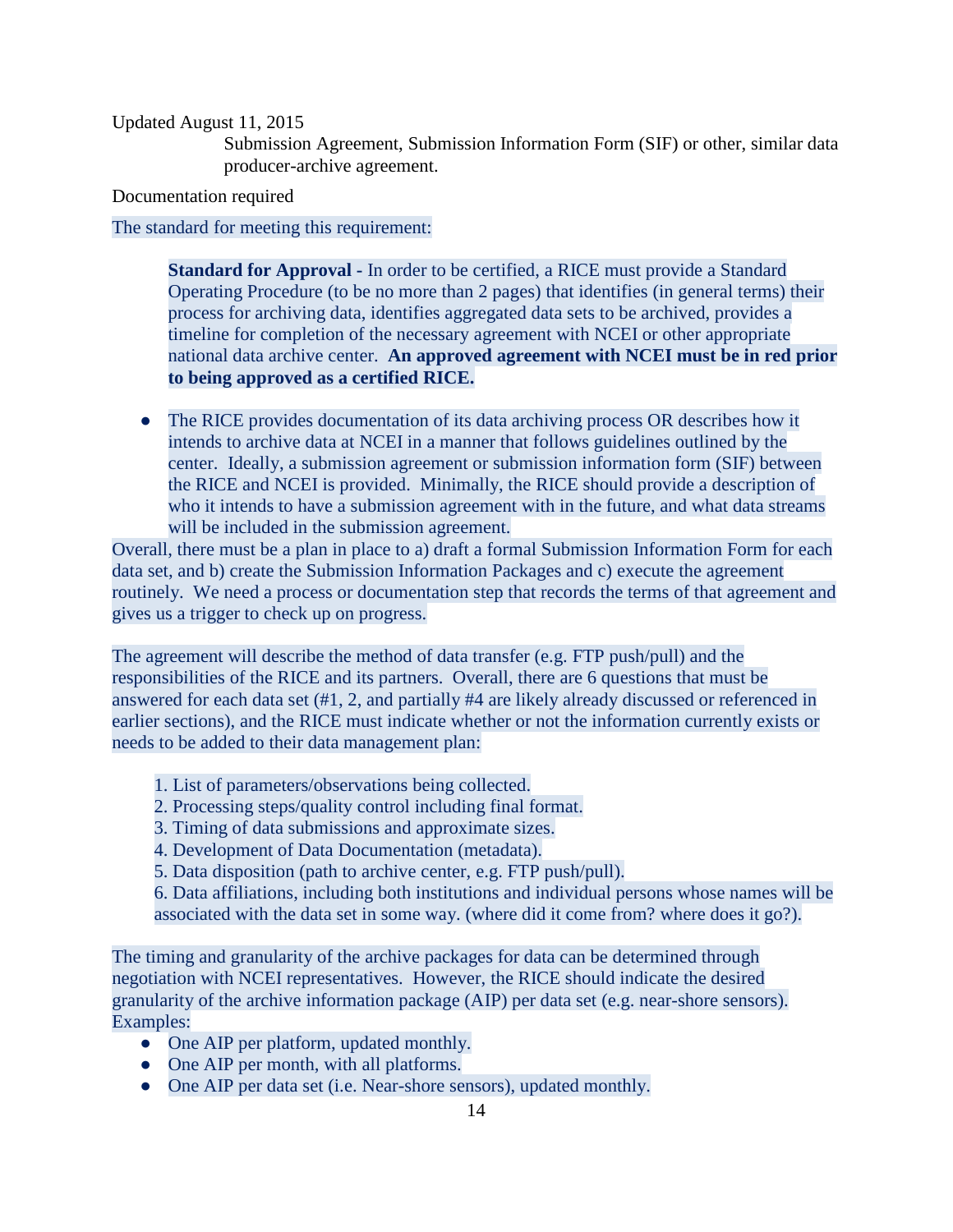Updated August 11, 2015

Submission Agreement, Submission Information Form (SIF) or other, similar data producer-archive agreement.

Documentation required

The standard for meeting this requirement:

> **Standard for Approval -** In order to be certified, a RICE must provide a Standard Operating Procedure (to be no more than 2 pages) that identifies (in general terms) their process for archiving data, identifies aggregated data sets to be archived, provides a timeline for completion of the necessary agreement with NCEI or other appropriate national data archive center. **An approved agreement with NCEI must be in red prior to being approved as a certified RICE.**

- The RICE provides documentation of its data archiving process OR describes how it intends to archive data at NCEI in a manner that follows guidelines outlined by the center. Ideally, a submission agreement or submission information form (SIF) between the RICE and NCEI is provided. Minimally, the RICE should provide a description of who it intends to have a submission agreement with in the future, and what data streams will be included in the submission agreement.

Overall, there must be a plan in place to a) draft a formal Submission Information Form for each data set, and b) create the Submission Information Packages and c) execute the agreement routinely. We need a process or documentation step that records the terms of that agreement and gives us a trigger to check up on progress.

The agreement will describe the method of data transfer (e.g. FTP push/pull) and the responsibilities of the RICE and its partners. Overall, there are 6 questions that must be answered for each data set (#1, 2, and partially #4 are likely already discussed or referenced in earlier sections), and the RICE must indicate whether or not the information currently exists or needs to be added to their data management plan:

1. List of parameters/observations being collected.
2. Processing steps/quality control including final format.
3. Timing of data submissions and approximate sizes.
4. Development of Data Documentation (metadata).
5. Data disposition (path to archive center, e.g. FTP push/pull).
6. Data affiliations, including both institutions and individual persons whose names will be associated with the data set in some way. (where did it come from? where does it go?).

The timing and granularity of the archive packages for data can be determined through negotiation with NCEI representatives. However, the RICE should indicate the desired granularity of the archive information package (AIP) per data set (e.g. near-shore sensors). Examples:

- One AIP per platform, updated monthly.
- One AIP per month, with all platforms.
- One AIP per data set (i.e. Near-shore sensors), updated monthly.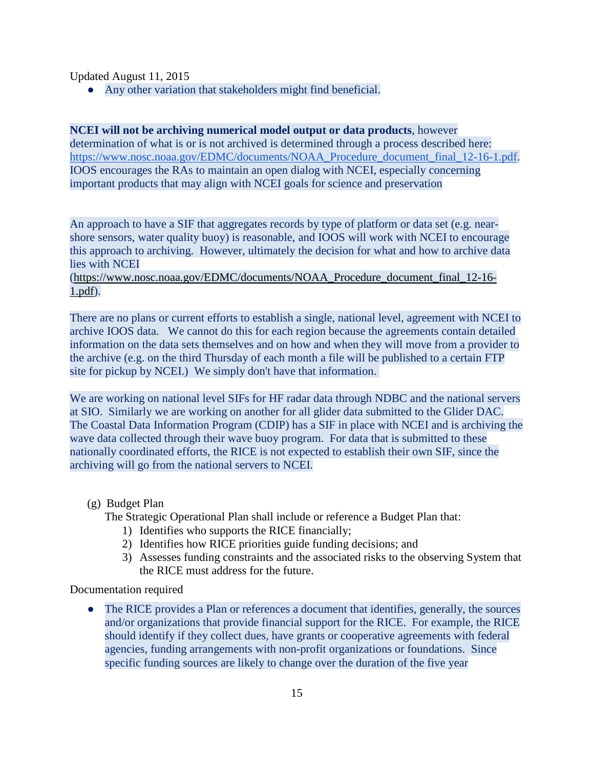Updated August 11, 2015

- Any other variation that stakeholders might find beneficial.

**NCEI will not be archiving numerical model output or data products**, however determination of what is or is not archived is determined through a process described here: https://www.nosc.noaa.gov/EDMC/documents/NOAA_Procedure_document_final_12-16-1.pdf. IOOS encourages the RAs to maintain an open dialog with NCEI, especially concerning important products that may align with NCEI goals for science and preservation

An approach to have a SIF that aggregates records by type of platform or data set (e.g. near-shore sensors, water quality buoy) is reasonable, and IOOS will work with NCEI to encourage this approach to archiving. However, ultimately the decision for what and how to archive data lies with NCEI (https://www.nosc.noaa.gov/EDMC/documents/NOAA_Procedure_document_final_12-16-1.pdf).

There are no plans or current efforts to establish a single, national level, agreement with NCEI to archive IOOS data. We cannot do this for each region because the agreements contain detailed information on the data sets themselves and on how and when they will move from a provider to the archive (e.g. on the third Thursday of each month a file will be published to a certain FTP site for pickup by NCEI.) We simply don't have that information.

We are working on national level SIFs for HF radar data through NDBC and the national servers at SIO. Similarly we are working on another for all glider data submitted to the Glider DAC. The Coastal Data Information Program (CDIP) has a SIF in place with NCEI and is archiving the wave data collected through their wave buoy program. For data that is submitted to these nationally coordinated efforts, the RICE is not expected to establish their own SIF, since the archiving will go from the national servers to NCEI.

(g) Budget Plan

The Strategic Operational Plan shall include or reference a Budget Plan that:

1) Identifies who supports the RICE financially;
2) Identifies how RICE priorities guide funding decisions; and
3) Assesses funding constraints and the associated risks to the observing System that the RICE must address for the future.

Documentation required

- The RICE provides a Plan or references a document that identifies, generally, the sources and/or organizations that provide financial support for the RICE. For example, the RICE should identify if they collect dues, have grants or cooperative agreements with federal agencies, funding arrangements with non-profit organizations or foundations. Since specific funding sources are likely to change over the duration of the five year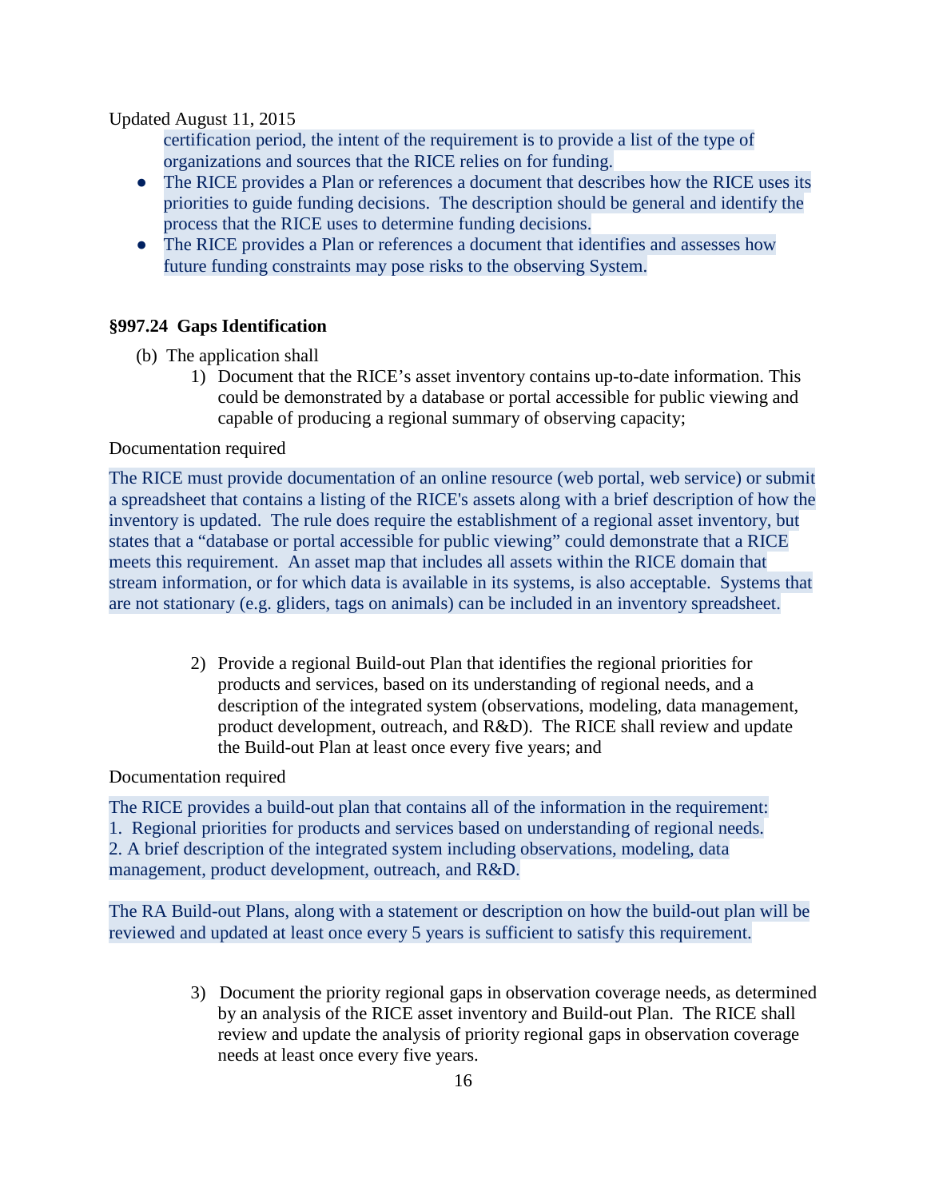certification period, the intent of the requirement is to provide a list of the type of organizations and sources that the RICE relies on for funding.

- The RICE provides a Plan or references a document that describes how the RICE uses its priorities to guide funding decisions. The description should be general and identify the process that the RICE uses to determine funding decisions.
- The RICE provides a Plan or references a document that identifies and assesses how future funding constraints may pose risks to the observing System.

### §997.24 Gaps Identification

(b) The application shall

1) Document that the RICE's asset inventory contains up-to-date information. This could be demonstrated by a database or portal accessible for public viewing and capable of producing a regional summary of observing capacity;

Documentation required

The RICE must provide documentation of an online resource (web portal, web service) or submit a spreadsheet that contains a listing of the RICE's assets along with a brief description of how the inventory is updated. The rule does require the establishment of a regional asset inventory, but states that a "database or portal accessible for public viewing" could demonstrate that a RICE meets this requirement. An asset map that includes all assets within the RICE domain that stream information, or for which data is available in its systems, is also acceptable. Systems that are not stationary (e.g. gliders, tags on animals) can be included in an inventory spreadsheet.

2) Provide a regional Build-out Plan that identifies the regional priorities for products and services, based on its understanding of regional needs, and a description of the integrated system (observations, modeling, data management, product development, outreach, and R&D). The RICE shall review and update the Build-out Plan at least once every five years; and

Documentation required

The RICE provides a build-out plan that contains all of the information in the requirement:
1. Regional priorities for products and services based on understanding of regional needs.
2. A brief description of the integrated system including observations, modeling, data management, product development, outreach, and R&D.

The RA Build-out Plans, along with a statement or description on how the build-out plan will be reviewed and updated at least once every 5 years is sufficient to satisfy this requirement.

3) Document the priority regional gaps in observation coverage needs, as determined by an analysis of the RICE asset inventory and Build-out Plan. The RICE shall review and update the analysis of priority regional gaps in observation coverage needs at least once every five years.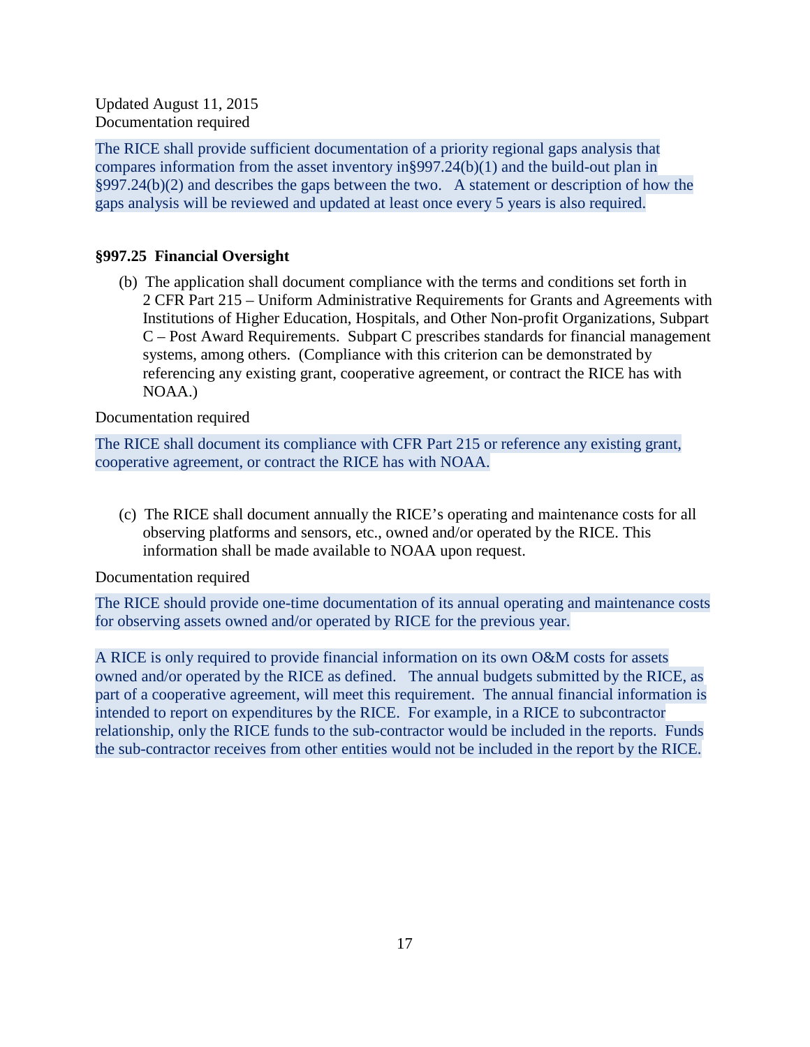Updated August 11, 2015
Documentation required

The RICE shall provide sufficient documentation of a priority regional gaps analysis that compares information from the asset inventory in§997.24(b)(1) and the build-out plan in §997.24(b)(2) and describes the gaps between the two. A statement or description of how the gaps analysis will be reviewed and updated at least once every 5 years is also required.

**§997.25 Financial Oversight**

(b) The application shall document compliance with the terms and conditions set forth in 2 CFR Part 215 – Uniform Administrative Requirements for Grants and Agreements with Institutions of Higher Education, Hospitals, and Other Non-profit Organizations, Subpart C – Post Award Requirements. Subpart C prescribes standards for financial management systems, among others. (Compliance with this criterion can be demonstrated by referencing any existing grant, cooperative agreement, or contract the RICE has with NOAA.)

Documentation required

The RICE shall document its compliance with CFR Part 215 or reference any existing grant, cooperative agreement, or contract the RICE has with NOAA.

(c) The RICE shall document annually the RICE's operating and maintenance costs for all observing platforms and sensors, etc., owned and/or operated by the RICE. This information shall be made available to NOAA upon request.

Documentation required

The RICE should provide one-time documentation of its annual operating and maintenance costs for observing assets owned and/or operated by RICE for the previous year.

A RICE is only required to provide financial information on its own O&M costs for assets owned and/or operated by the RICE as defined. The annual budgets submitted by the RICE, as part of a cooperative agreement, will meet this requirement. The annual financial information is intended to report on expenditures by the RICE. For example, in a RICE to subcontractor relationship, only the RICE funds to the sub-contractor would be included in the reports. Funds the sub-contractor receives from other entities would not be included in the report by the RICE.